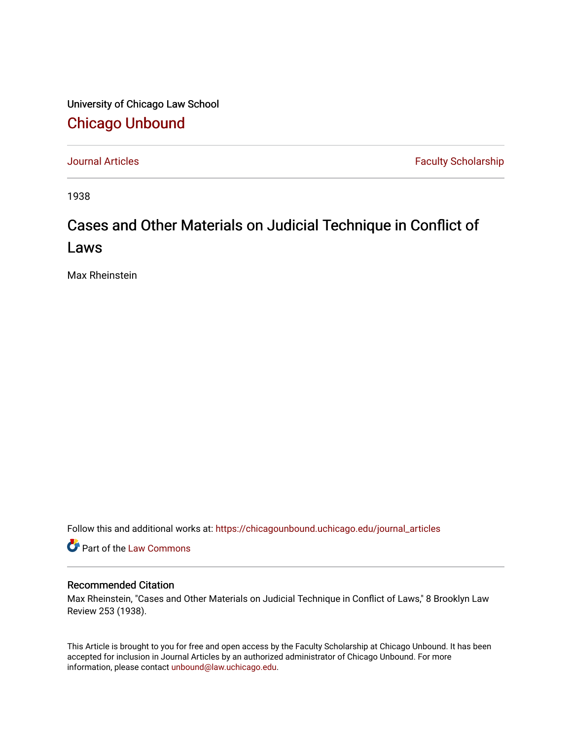University of Chicago Law School

# Chicago Unbound

Journal Articles | Faculty Scholarship

1938

# Cases and Other Materials on Judicial Technique in Conflict of Laws

Max Rheinstein

Follow this and additional works at: https://chicagounbound.uchicago.edu/journal_articles

Part of the Law Commons

## Recommended Citation

Max Rheinstein, "Cases and Other Materials on Judicial Technique in Conflict of Laws," 8 Brooklyn Law Review 253 (1938).

This Article is brought to you for free and open access by the Faculty Scholarship at Chicago Unbound. It has been accepted for inclusion in Journal Articles by an authorized administrator of Chicago Unbound. For more information, please contact unbound@law.uchicago.edu.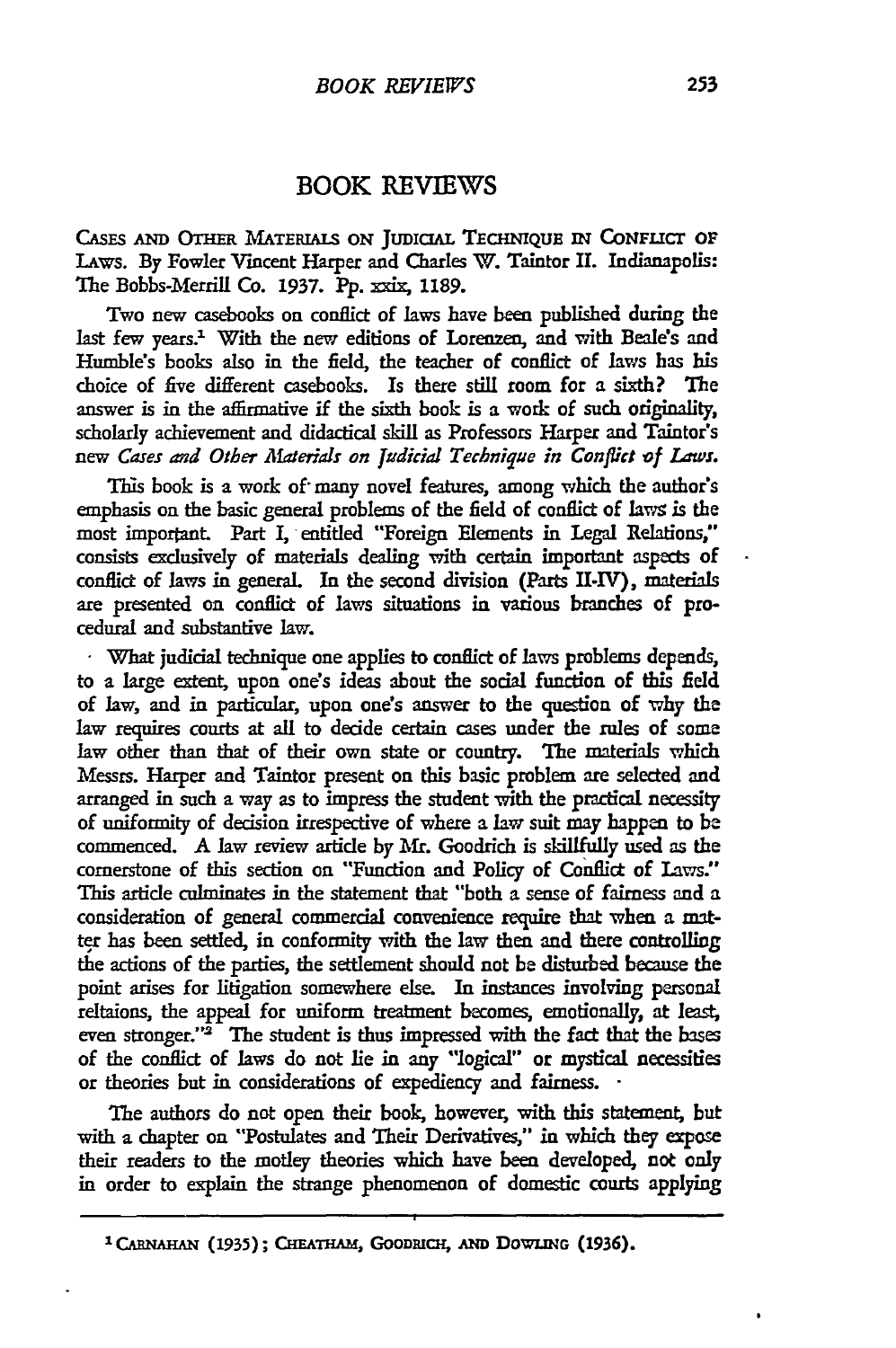# BOOK REVIEWS

CASES AND OTHER MATERIALS ON JUDICIAL TECHNIQUE IN CONFLICT OF LAWS. By Fowler Vincent Harper and Charles W. Taintor II. Indianapolis: The Bobbs-Merrill Co. 1937. Pp. xxix, 1189.

Two new casebooks on conflict of laws have been published during the last few years.[1] With the new editions of Lorenzen, and with Beale's and Humble's books also in the field, the teacher of conflict of laws has his choice of five different casebooks. Is there still room for a sixth? The answer is in the affirmative if the sixth book is a work of such originality, scholarly achievement and didactical skill as Professors Harper and Taintor's new *Cases and Other Materials on Judicial Technique in Conflict of Laws.*

This book is a work of many novel features, among which the author's emphasis on the basic general problems of the field of conflict of laws is the most important. Part I, entitled "Foreign Elements in Legal Relations," consists exclusively of materials dealing with certain important aspects of conflict of laws in general. In the second division (Parts II-IV), materials are presented on conflict of laws situations in various branches of procedural and substantive law.

What judicial technique one applies to conflict of laws problems depends, to a large extent, upon one's ideas about the social function of this field of law, and in particular, upon one's answer to the question of why the law requires courts at all to decide certain cases under the rules of some law other than that of their own state or country. The materials which Messrs. Harper and Taintor present on this basic problem are selected and arranged in such a way as to impress the student with the practical necessity of uniformity of decision irrespective of where a law suit may happen to be commenced. A law review article by Mr. Goodrich is skillfully used as the cornerstone of this section on "Function and Policy of Conflict of Laws." This article culminates in the statement that "both a sense of fairness and a consideration of general commercial convenience require that when a matter has been settled, in conformity with the law then and there controlling the actions of the parties, the settlement should not be disturbed because the point arises for litigation somewhere else. In instances involving personal reltaions, the appeal for uniform treatment becomes, emotionally, at least, even stronger."[2] The student is thus impressed with the fact that the bases of the conflict of laws do not lie in any "logical" or mystical necessities or theories but in considerations of expediency and fairness.

The authors do not open their book, however, with this statement, but with a chapter on "Postulates and Their Derivatives," in which they expose their readers to the motley theories which have been developed, not only in order to explain the strange phenomenon of domestic courts applying

---

[1] CARNAHAN (1935); CHEATHAM, GOODRICH, AND DOWLING (1936).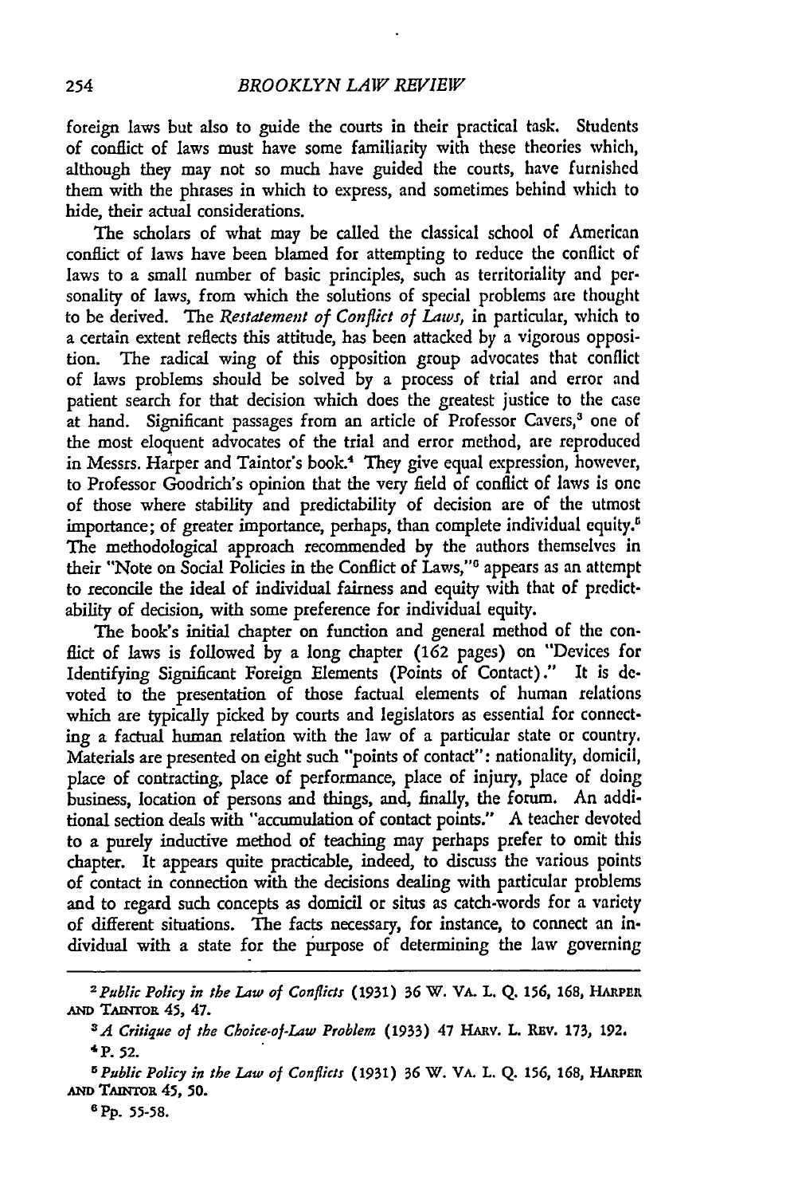foreign laws but also to guide the courts in their practical task. Students of conflict of laws must have some familiarity with these theories which, although they may not so much have guided the courts, have furnished them with the phrases in which to express, and sometimes behind which to hide, their actual considerations.

The scholars of what may be called the classical school of American conflict of laws have been blamed for attempting to reduce the conflict of laws to a small number of basic principles, such as territoriality and personality of laws, from which the solutions of special problems are thought to be derived. The *Restatement of Conflict of Laws*, in particular, which to a certain extent reflects this attitude, has been attacked by a vigorous opposition. The radical wing of this opposition group advocates that conflict of laws problems should be solved by a process of trial and error and patient search for that decision which does the greatest justice to the case at hand. Significant passages from an article of Professor Cavers,[3] one of the most eloquent advocates of the trial and error method, are reproduced in Messrs. Harper and Taintor's book.[4] They give equal expression, however, to Professor Goodrich's opinion that the very field of conflict of laws is one of those where stability and predictability of decision are of the utmost importance; of greater importance, perhaps, than complete individual equity.[5] The methodological approach recommended by the authors themselves in their "Note on Social Policies in the Conflict of Laws,"[6] appears as an attempt to reconcile the ideal of individual fairness and equity with that of predictability of decision, with some preference for individual equity.

The book's initial chapter on function and general method of the conflict of laws is followed by a long chapter (162 pages) on "Devices for Identifying Significant Foreign Elements (Points of Contact)." It is devoted to the presentation of those factual elements of human relations which are typically picked by courts and legislators as essential for connecting a factual human relation with the law of a particular state or country. Materials are presented on eight such "points of contact": nationality, domicil, place of contracting, place of performance, place of injury, place of doing business, location of persons and things, and, finally, the forum. An additional section deals with "accumulation of contact points." A teacher devoted to a purely inductive method of teaching may perhaps prefer to omit this chapter. It appears quite practicable, indeed, to discuss the various points of contact in connection with the decisions dealing with particular problems and to regard such concepts as domicil or situs as catch-words for a variety of different situations. The facts necessary, for instance, to connect an individual with a state for the purpose of determining the law governing

---

[2] *Public Policy in the Law of Conflicts* (1931) 36 W. VA. L. Q. 156, 168, HARPER AND TAINTOR 45, 47.

[3] *A Critique of the Choice-of-Law Problem* (1933) 47 HARV. L. REV. 173, 192.

[4] P. 52.

[5] *Public Policy in the Law of Conflicts* (1931) 36 W. VA. L. Q. 156, 168, HARPER AND TAINTOR 45, 50.

[6] Pp. 55-58.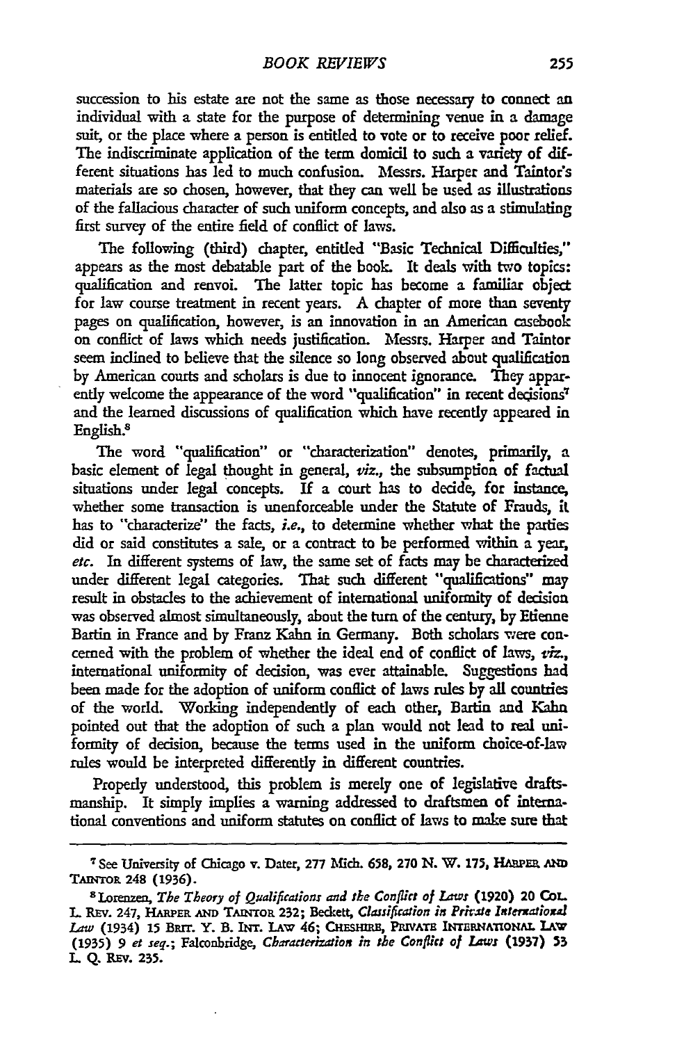succession to his estate are not the same as those necessary to connect an individual with a state for the purpose of determining venue in a damage suit, or the place where a person is entitled to vote or to receive poor relief. The indiscriminate application of the term domicil to such a variety of different situations has led to much confusion. Messrs. Harper and Taintor's materials are so chosen, however, that they can well be used as illustrations of the fallacious character of such uniform concepts, and also as a stimulating first survey of the entire field of conflict of laws.

The following (third) chapter, entitled "Basic Technical Difficulties," appears as the most debatable part of the book. It deals with two topics: qualification and renvoi. The latter topic has become a familiar object for law course treatment in recent years. A chapter of more than seventy pages on qualification, however, is an innovation in an American casebook on conflict of laws which needs justification. Messrs. Harper and Taintor seem inclined to believe that the silence so long observed about qualification by American courts and scholars is due to innocent ignorance. They apparently welcome the appearance of the word "qualification" in recent decisions[7] and the learned discussions of qualification which have recently appeared in English.[8]

The word "qualification" or "characterization" denotes, primarily, a basic element of legal thought in general, *viz.*, the subsumption of factual situations under legal concepts. If a court has to decide, for instance, whether some transaction is unenforceable under the Statute of Frauds, it has to "characterize" the facts, *i.e.*, to determine whether what the parties did or said constitutes a sale, or a contract to be performed within a year, *etc.* In different systems of law, the same set of facts may be characterized under different legal categories. That such different "qualifications" may result in obstacles to the achievement of international uniformity of decision was observed almost simultaneously, about the turn of the century, by Etienne Bartin in France and by Franz Kahn in Germany. Both scholars were concerned with the problem of whether the ideal end of conflict of laws, *viz.*, international uniformity of decision, was ever attainable. Suggestions had been made for the adoption of uniform conflict of laws rules by all countries of the world. Working independently of each other, Bartin and Kahn pointed out that the adoption of such a plan would not lead to real uniformity of decision, because the terms used in the uniform choice-of-law rules would be interpreted differently in different countries.

Properly understood, this problem is merely one of legislative draftsmanship. It simply implies a warning addressed to draftsmen of international conventions and uniform statutes on conflict of laws to make sure that

---

[7] See University of Chicago v. Dater, 277 Mich. 658, 270 N. W. 175, HARPER AND TAINTOR 248 (1936).

[8] Lorenzen, *The Theory of Qualifications and the Conflict of Laws* (1920) 20 COL. L. REV. 247, HARPER AND TAINTOR 232; Beckett, *Classification in Private International Law* (1934) 15 BRIT. Y. B. INT. LAW 46; CHESHIRE, PRIVATE INTERNATIONAL LAW (1935) 9 *et seq.*; Falconbridge, *Characterization in the Conflict of Laws* (1937) 53 L. Q. REV. 235.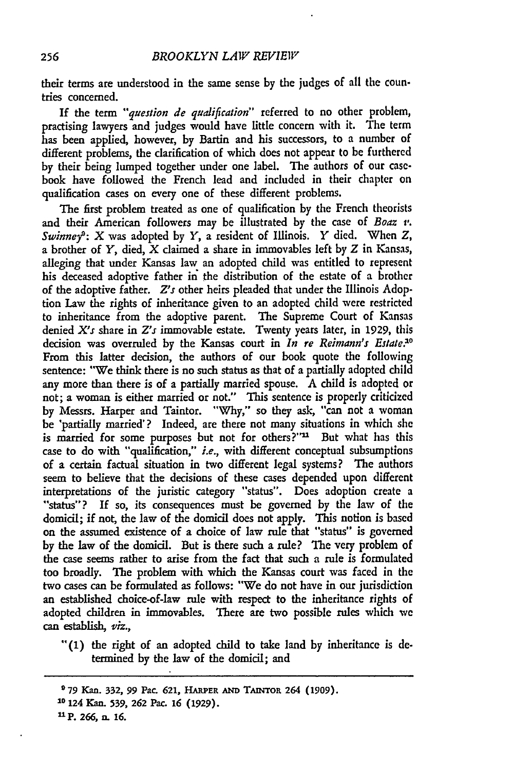their terms are understood in the same sense by the judges of all the countries concerned.

If the term *"question de qualification"* referred to no other problem, practising lawyers and judges would have little concern with it. The term has been applied, however, by Bartin and his successors, to a number of different problems, the clarification of which does not appear to be furthered by their being lumped together under one label. The authors of our casebook have followed the French lead and included in their chapter on qualification cases on every one of these different problems.

The first problem treated as one of qualification by the French theorists and their American followers may be illustrated by the case of *Boaz v. Swinney*[9]: X was adopted by Y, a resident of Illinois. Y died. When Z, a brother of Y, died, X claimed a share in immovables left by Z in Kansas, alleging that under Kansas law an adopted child was entitled to represent his deceased adoptive father in the distribution of the estate of a brother of the adoptive father. Z's other heirs pleaded that under the Illinois Adoption Law the rights of inheritance given to an adopted child were restricted to inheritance from the adoptive parent. The Supreme Court of Kansas denied X's share in Z's immovable estate. Twenty years later, in 1929, this decision was overruled by the Kansas court in *In re Reimann's Estate*.[10] From this latter decision, the authors of our book quote the following sentence: "We think there is no such status as that of a partially adopted child any more than there is of a partially married spouse. A child is adopted or not; a woman is either married or not." This sentence is properly criticized by Messrs. Harper and Taintor. "Why," so they ask, "can not a woman be 'partially married'? Indeed, are there not many situations in which she is married for some purposes but not for others?"[11] But what has this case to do with "qualification," *i.e.*, with different conceptual subsumptions of a certain factual situation in two different legal systems? The authors seem to believe that the decisions of these cases depended upon different interpretations of the juristic category "status". Does adoption create a "status"? If so, its consequences must be governed by the law of the domicil; if not, the law of the domicil does not apply. This notion is based on the assumed existence of a choice of law rule that "status" is governed by the law of the domicil. But is there such a rule? The very problem of the case seems rather to arise from the fact that such a rule is formulated too broadly. The problem with which the Kansas court was faced in the two cases can be formulated as follows: "We do not have in our jurisdiction an established choice-of-law rule with respect to the inheritance rights of adopted children in immovables. There are two possible rules which we can establish, *viz.*,

"(1) the right of an adopted child to take land by inheritance is determined by the law of the domicil; and

---

[9] 79 Kan. 332, 99 Pac. 621, HARPER AND TAINTOR 264 (1909).

[10] 124 Kan. 539, 262 Pac. 16 (1929).

[11] P. 266, n. 16.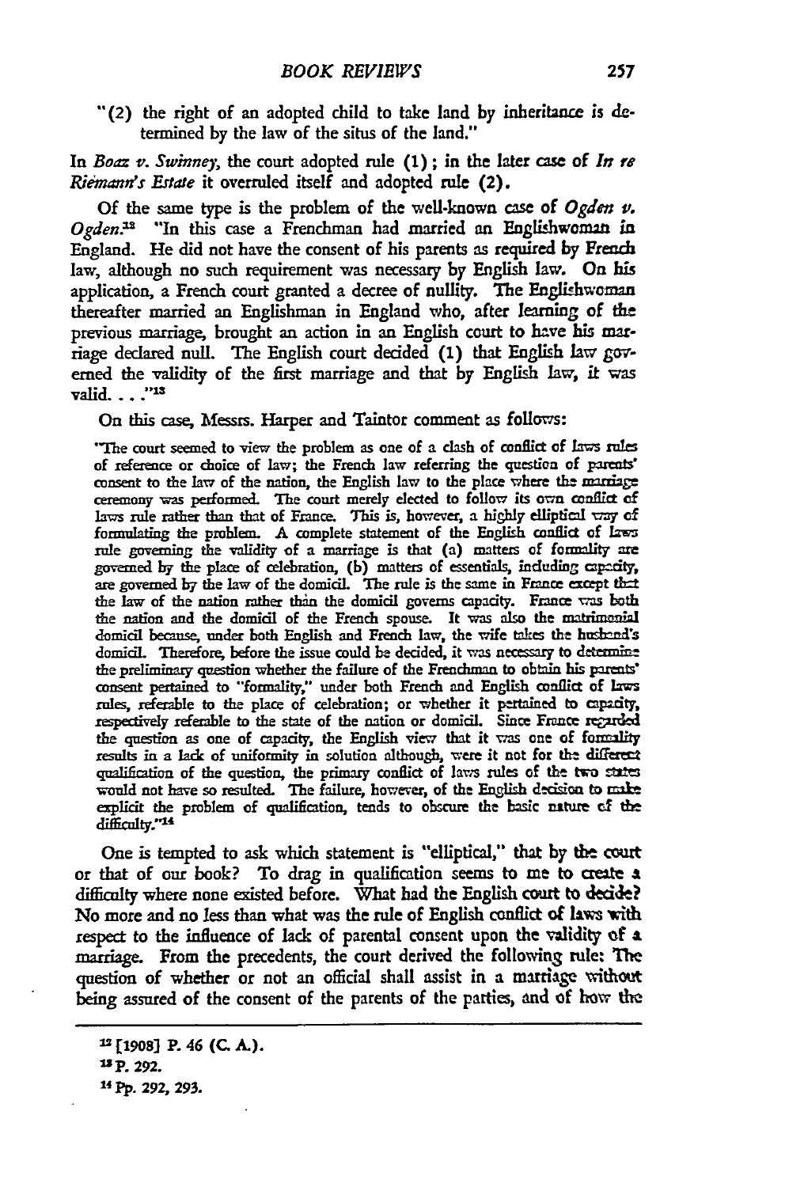"(2) the right of an adopted child to take land by inheritance is determined by the law of the situs of the land."

In *Boaz v. Swinney*, the court adopted rule (1); in the later case of *In re Riemann's Estate* it overruled itself and adopted rule (2).

Of the same type is the problem of the well-known case of *Ogden v. Ogden*.[12] "In this case a Frenchman had married an Englishwoman in England. He did not have the consent of his parents as required by French law, although no such requirement was necessary by English law. On his application, a French court granted a decree of nullity. The Englishwoman thereafter married an Englishman in England who, after learning of the previous marriage, brought an action in an English court to have his marriage declared null. The English court decided (1) that English law governed the validity of the first marriage and that by English law, it was valid. . . ."[13]

On this case, Messrs. Harper and Taintor comment as follows:

> "The court seemed to view the problem as one of a clash of conflict of laws rules of reference or choice of law; the French law referring the question of parents' consent to the law of the nation, the English law to the place where the marriage ceremony was performed. The court merely elected to follow its own conflict of laws rule rather than that of France. This is, however, a highly elliptical way of formulating the problem. A complete statement of the English conflict of laws rule governing the validity of a marriage is that (a) matters of formality are governed by the place of celebration, (b) matters of essentials, including capacity, are governed by the law of the domicil. The rule is the same in France except that the law of the nation rather than the domicil governs capacity. France was both the nation and the domicil of the French spouse. It was also the matrimonial domicil because, under both English and French law, the wife takes the husband's domicil. Therefore, before the issue could be decided, it was necessary to determine the preliminary question whether the failure of the Frenchman to obtain his parents' consent pertained to "formality," under both French and English conflict of laws rules, referable to the place of celebration; or whether it pertained to capacity, respectively referable to the state of the nation or domicil. Since France regarded the question as one of capacity, the English view that it was one of formality results in a lack of uniformity in solution although, were it not for the different qualification of the question, the primary conflict of laws rules of the two states would not have so resulted. The failure, however, of the English decision to make explicit the problem of qualification, tends to obscure the basic nature of the difficulty."[14]

One is tempted to ask which statement is "elliptical," that by the court or that of our book? To drag in qualification seems to me to create a difficulty where none existed before. What had the English court to decide? No more and no less than what was the rule of English conflict of laws with respect to the influence of lack of parental consent upon the validity of a marriage. From the precedents, the court derived the following rule: The question of whether or not an official shall assist in a marriage without being assured of the consent of the parents of the parties, and of how the

---

[12] [1908] P. 46 (C. A.).

[13] P. 292.

[14] Pp. 292, 293.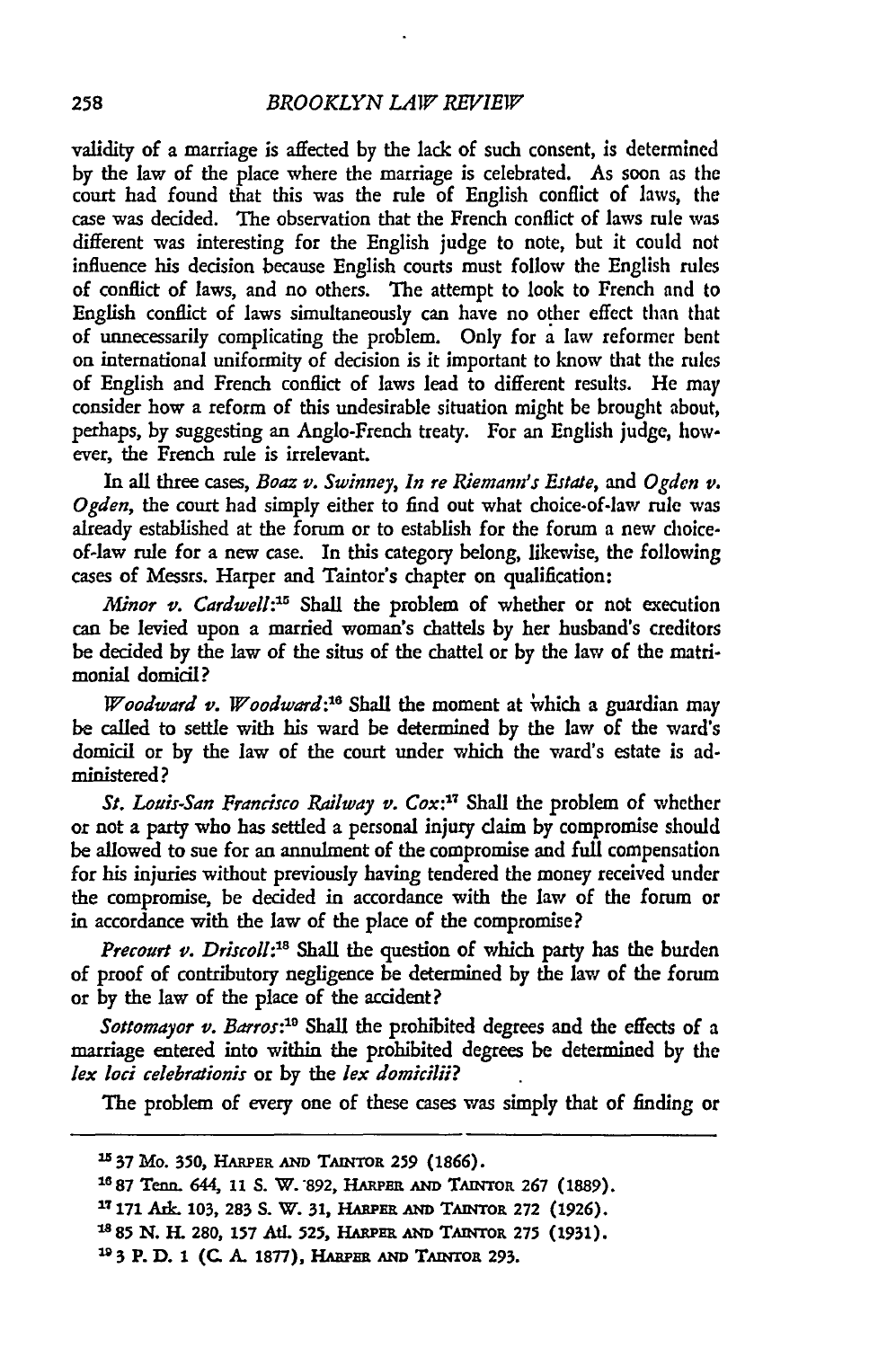validity of a marriage is affected by the lack of such consent, is determined by the law of the place where the marriage is celebrated. As soon as the court had found that this was the rule of English conflict of laws, the case was decided. The observation that the French conflict of laws rule was different was interesting for the English judge to note, but it could not influence his decision because English courts must follow the English rules of conflict of laws, and no others. The attempt to look to French and to English conflict of laws simultaneously can have no other effect than that of unnecessarily complicating the problem. Only for a law reformer bent on international uniformity of decision is it important to know that the rules of English and French conflict of laws lead to different results. He may consider how a reform of this undesirable situation might be brought about, perhaps, by suggesting an Anglo-French treaty. For an English judge, however, the French rule is irrelevant.

In all three cases, *Boaz v. Swinney*, *In re Riemann's Estate*, and *Ogden v. Ogden*, the court had simply either to find out what choice-of-law rule was already established at the forum or to establish for the forum a new choice-of-law rule for a new case. In this category belong, likewise, the following cases of Messrs. Harper and Taintor's chapter on qualification:

*Minor v. Cardwell*:[15] Shall the problem of whether or not execution can be levied upon a married woman's chattels by her husband's creditors be decided by the law of the situs of the chattel or by the law of the matrimonial domicil?

*Woodward v. Woodward*:[16] Shall the moment at which a guardian may be called to settle with his ward be determined by the law of the ward's domicil or by the law of the court under which the ward's estate is administered?

*St. Louis-San Francisco Railway v. Cox*:[17] Shall the problem of whether or not a party who has settled a personal injury claim by compromise should be allowed to sue for an annulment of the compromise and full compensation for his injuries without previously having tendered the money received under the compromise, be decided in accordance with the law of the forum or in accordance with the law of the place of the compromise?

*Precourt v. Driscoll*:[18] Shall the question of which party has the burden of proof of contributory negligence be determined by the law of the forum or by the law of the place of the accident?

*Sottomayor v. Barros*:[19] Shall the prohibited degrees and the effects of a marriage entered into within the prohibited degrees be determined by the *lex loci celebrationis* or by the *lex domicilii*?

The problem of every one of these cases was simply that of finding or

---

[15] 37 Mo. 350, Harper and Taintor 259 (1866).

[16] 87 Tenn. 644, 11 S. W. 892, Harper and Taintor 267 (1889).

[17] 171 Ark. 103, 283 S. W. 31, Harper and Taintor 272 (1926).

[18] 85 N. H. 280, 157 Atl. 525, Harper and Taintor 275 (1931).

[19] 3 P. D. 1 (C. A. 1877), Harper and Taintor 293.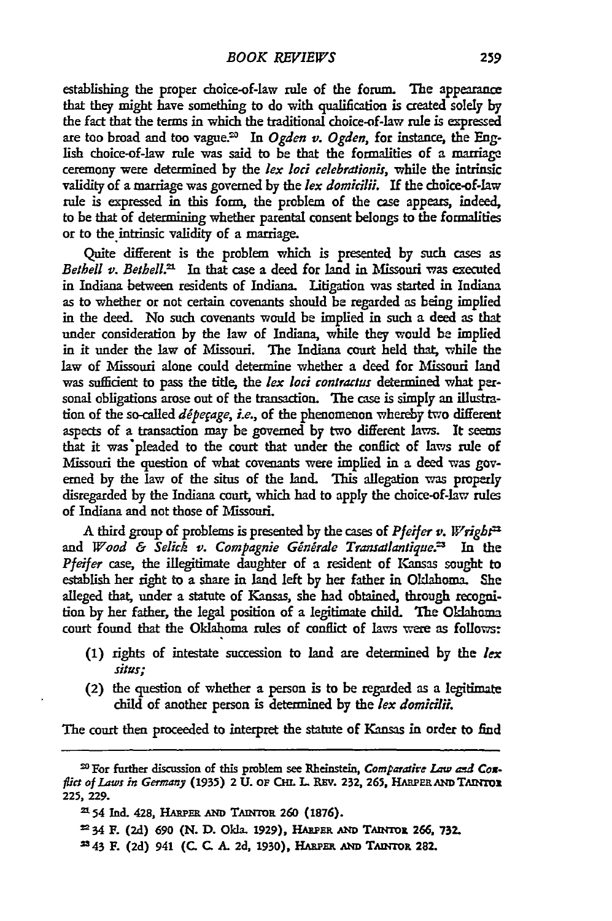establishing the proper choice-of-law rule of the forum. The appearance that they might have something to do with qualification is created solely by the fact that the terms in which the traditional choice-of-law rule is expressed are too broad and too vague.[20] In *Ogden v. Ogden*, for instance, the English choice-of-law rule was said to be that the formalities of a marriage ceremony were determined by the *lex loci celebrationis*, while the intrinsic validity of a marriage was governed by the *lex domicilii*. If the choice-of-law rule is expressed in this form, the problem of the case appears, indeed, to be that of determining whether parental consent belongs to the formalities or to the intrinsic validity of a marriage.

Quite different is the problem which is presented by such cases as *Bethell v. Bethell*.[21] In that case a deed for land in Missouri was executed in Indiana between residents of Indiana. Litigation was started in Indiana as to whether or not certain covenants should be regarded as being implied in the deed. No such covenants would be implied in such a deed as that under consideration by the law of Indiana, while they would be implied in it under the law of Missouri. The Indiana court held that, while the law of Missouri alone could determine whether a deed for Missouri land was sufficient to pass the title, the *lex loci contractus* determined what personal obligations arose out of the transaction. The case is simply an illustration of the so-called *dépeçage*, *i.e.*, of the phenomenon whereby two different aspects of a transaction may be governed by two different laws. It seems that it was pleaded to the court that under the conflict of laws rule of Missouri the question of what covenants were implied in a deed was governed by the law of the situs of the land. This allegation was properly disregarded by the Indiana court, which had to apply the choice-of-law rules of Indiana and not those of Missouri.

A third group of problems is presented by the cases of *Pfeifer v. Wright*[22] and *Wood & Selick v. Compagnie Générale Transatlantique*.[23] In the *Pfeifer* case, the illegitimate daughter of a resident of Kansas sought to establish her right to a share in land left by her father in Oklahoma. She alleged that, under a statute of Kansas, she had obtained, through recognition by her father, the legal position of a legitimate child. The Oklahoma court found that the Oklahoma rules of conflict of laws were as follows:

(1) rights of intestate succession to land are determined by the *lex situs;*

(2) the question of whether a person is to be regarded as a legitimate child of another person is determined by the *lex domicilii.*

The court then proceeded to interpret the statute of Kansas in order to find

---

[20] For further discussion of this problem see Rheinstein, *Comparative Law and Conflict of Laws in Germany* (1935) 2 U. OF CHI. L. REV. 232, 265, HARPER AND TAINTOR 225, 229.

[21] 54 Ind. 428, HARPER AND TAINTOR 260 (1876).

[22] 34 F. (2d) 690 (N. D. Okla. 1929), HARPER AND TAINTOR 266, 732.

[23] 43 F. (2d) 941 (C. C. A. 2d, 1930), HARPER AND TAINTOR 282.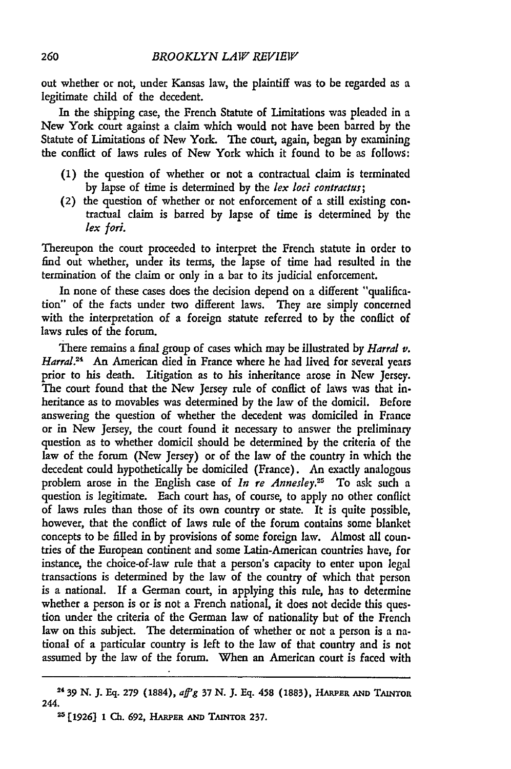out whether or not, under Kansas law, the plaintiff was to be regarded as a legitimate child of the decedent.

In the shipping case, the French Statute of Limitations was pleaded in a New York court against a claim which would not have been barred by the Statute of Limitations of New York. The court, again, began by examining the conflict of laws rules of New York which it found to be as follows:

(1) the question of whether or not a contractual claim is terminated by lapse of time is determined by the *lex loci contractus*;
(2) the question of whether or not enforcement of a still existing contractual claim is barred by lapse of time is determined by the *lex fori.*

Thereupon the court proceeded to interpret the French statute in order to find out whether, under its terms, the lapse of time had resulted in the termination of the claim or only in a bar to its judicial enforcement.

In none of these cases does the decision depend on a different "qualification" of the facts under two different laws. They are simply concerned with the interpretation of a foreign statute referred to by the conflict of laws rules of the forum.

There remains a final group of cases which may be illustrated by *Harral v. Harral.*[24] An American died in France where he had lived for several years prior to his death. Litigation as to his inheritance arose in New Jersey. The court found that the New Jersey rule of conflict of laws was that inheritance as to movables was determined by the law of the domicil. Before answering the question of whether the decedent was domiciled in France or in New Jersey, the court found it necessary to answer the preliminary question as to whether domicil should be determined by the criteria of the law of the forum (New Jersey) or of the law of the country in which the decedent could hypothetically be domiciled (France). An exactly analogous problem arose in the English case of *In re Annesley.*[25] To ask such a question is legitimate. Each court has, of course, to apply no other conflict of laws rules than those of its own country or state. It is quite possible, however, that the conflict of laws rule of the forum contains some blanket concepts to be filled in by provisions of some foreign law. Almost all countries of the European continent and some Latin-American countries have, for instance, the choice-of-law rule that a person's capacity to enter upon legal transactions is determined by the law of the country of which that person is a national. If a German court, in applying this rule, has to determine whether a person is or is not a French national, it does not decide this question under the criteria of the German law of nationality but of the French law on this subject. The determination of whether or not a person is a national of a particular country is left to the law of that country and is not assumed by the law of the forum. When an American court is faced with

---

[24] 39 N. J. Eq. 279 (1884), *aff'g* 37 N. J. Eq. 458 (1883), HARPER AND TAINTOR 244.

[25] [1926] 1 Ch. 692, HARPER AND TAINTOR 237.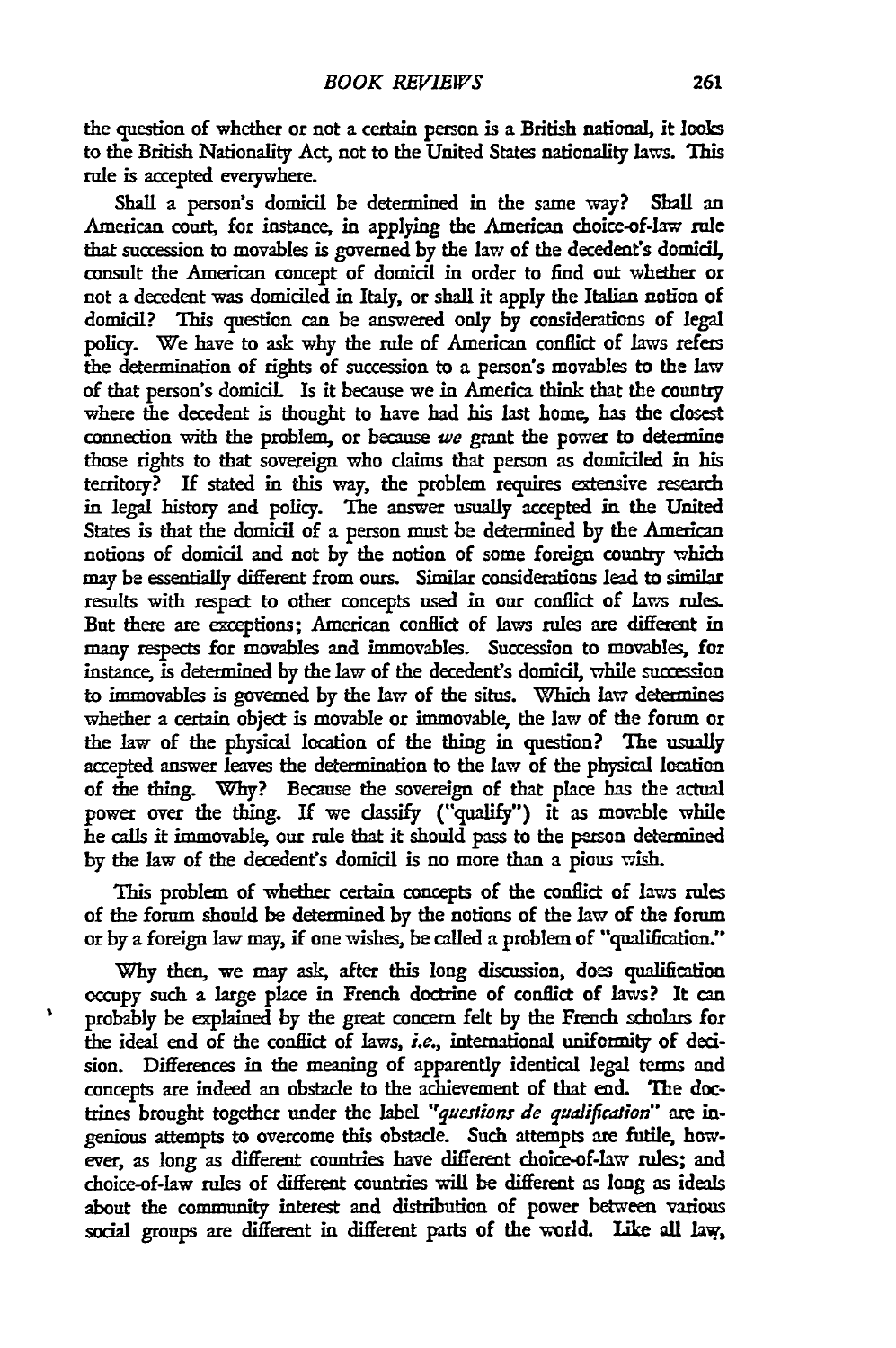the question of whether or not a certain person is a British national, it looks to the British Nationality Act, not to the United States nationality laws. This rule is accepted everywhere.

Shall a person's domicil be determined in the same way? Shall an American court, for instance, in applying the American choice-of-law rule that succession to movables is governed by the law of the decedent's domicil, consult the American concept of domicil in order to find out whether or not a decedent was domiciled in Italy, or shall it apply the Italian notion of domicil? This question can be answered only by considerations of legal policy. We have to ask why the rule of American conflict of laws refers the determination of rights of succession to a person's movables to the law of that person's domicil. Is it because we in America think that the country where the decedent is thought to have had his last home, has the closest connection with the problem, or because *we* grant the power to determine those rights to that sovereign who claims that person as domiciled in his territory? If stated in this way, the problem requires extensive research in legal history and policy. The answer usually accepted in the United States is that the domicil of a person must be determined by the American notions of domicil and not by the notion of some foreign country which may be essentially different from ours. Similar considerations lead to similar results with respect to other concepts used in our conflict of laws rules. But there are exceptions; American conflict of laws rules are different in many respects for movables and immovables. Succession to movables, for instance, is determined by the law of the decedent's domicil, while succession to immovables is governed by the law of the situs. Which law determines whether a certain object is movable or immovable, the law of the forum or the law of the physical location of the thing in question? The usually accepted answer leaves the determination to the law of the physical location of the thing. Why? Because the sovereign of that place has the actual power over the thing. If we classify ("qualify") it as movable while he calls it immovable, our rule that it should pass to the person determined by the law of the decedent's domicil is no more than a pious wish.

This problem of whether certain concepts of the conflict of laws rules of the forum should be determined by the notions of the law of the forum or by a foreign law may, if one wishes, be called a problem of "qualification."

Why then, we may ask, after this long discussion, does qualification occupy such a large place in French doctrine of conflict of laws? It can probably be explained by the great concern felt by the French scholars for the ideal end of the conflict of laws, *i.e.*, international uniformity of decision. Differences in the meaning of apparently identical legal terms and concepts are indeed an obstacle to the achievement of that end. The doctrines brought together under the label *"questions de qualification"* are ingenious attempts to overcome this obstacle. Such attempts are futile, however, as long as different countries have different choice-of-law rules; and choice-of-law rules of different countries will be different as long as ideals about the community interest and distribution of power between various social groups are different in different parts of the world. Like all law,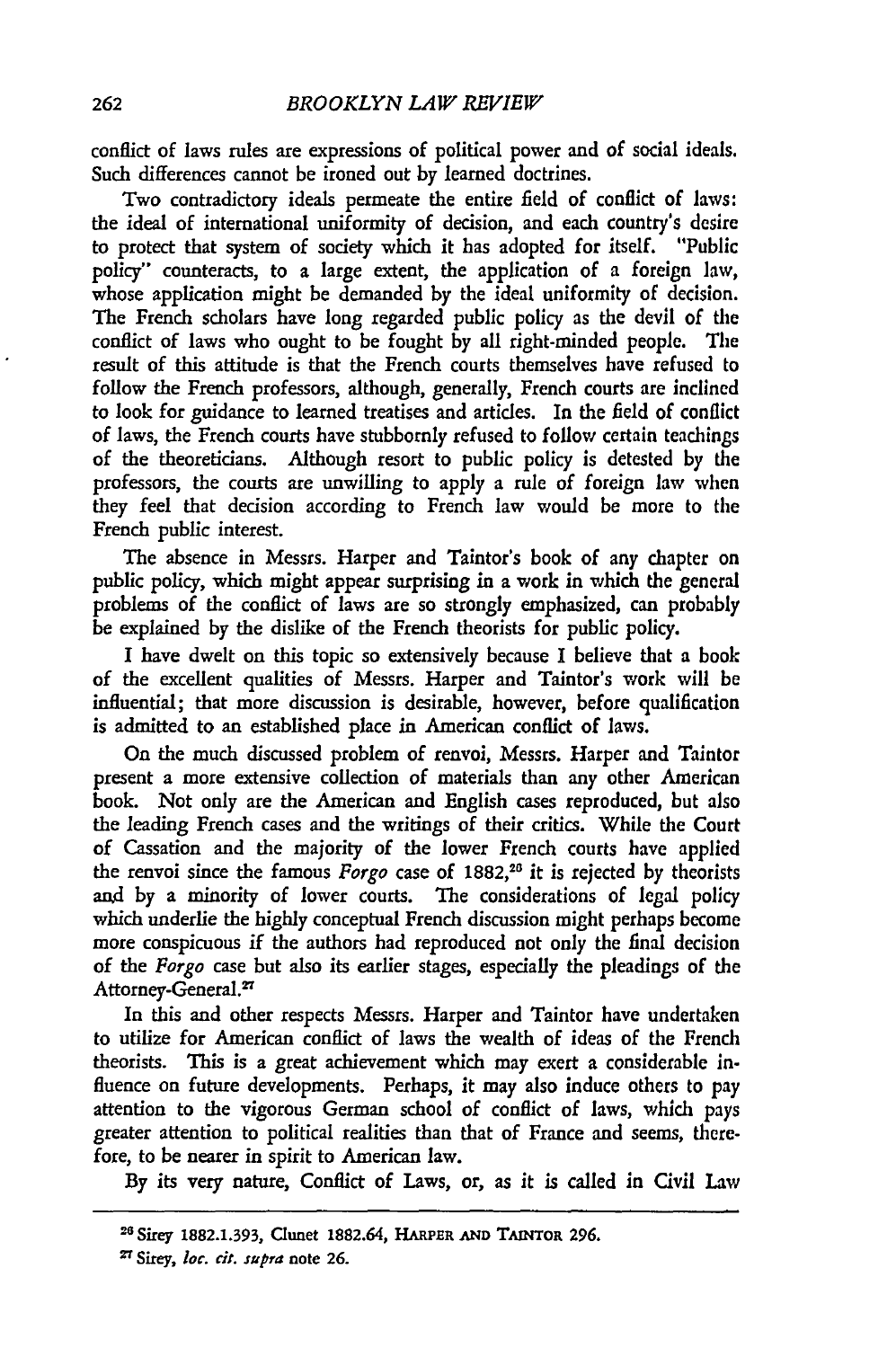conflict of laws rules are expressions of political power and of social ideals. Such differences cannot be ironed out by learned doctrines.

Two contradictory ideals permeate the entire field of conflict of laws: the ideal of international uniformity of decision, and each country's desire to protect that system of society which it has adopted for itself. "Public policy" counteracts, to a large extent, the application of a foreign law, whose application might be demanded by the ideal uniformity of decision. The French scholars have long regarded public policy as the devil of the conflict of laws who ought to be fought by all right-minded people. The result of this attitude is that the French courts themselves have refused to follow the French professors, although, generally, French courts are inclined to look for guidance to learned treatises and articles. In the field of conflict of laws, the French courts have stubbornly refused to follow certain teachings of the theoreticians. Although resort to public policy is detested by the professors, the courts are unwilling to apply a rule of foreign law when they feel that decision according to French law would be more to the French public interest.

The absence in Messrs. Harper and Taintor's book of any chapter on public policy, which might appear surprising in a work in which the general problems of the conflict of laws are so strongly emphasized, can probably be explained by the dislike of the French theorists for public policy.

I have dwelt on this topic so extensively because I believe that a book of the excellent qualities of Messrs. Harper and Taintor's work will be influential; that more discussion is desirable, however, before qualification is admitted to an established place in American conflict of laws.

On the much discussed problem of renvoi, Messrs. Harper and Taintor present a more extensive collection of materials than any other American book. Not only are the American and English cases reproduced, but also the leading French cases and the writings of their critics. While the Court of Cassation and the majority of the lower French courts have applied the renvoi since the famous *Forgo* case of 1882,[26] it is rejected by theorists and by a minority of lower courts. The considerations of legal policy which underlie the highly conceptual French discussion might perhaps become more conspicuous if the authors had reproduced not only the final decision of the *Forgo* case but also its earlier stages, especially the pleadings of the Attorney-General.[27]

In this and other respects Messrs. Harper and Taintor have undertaken to utilize for American conflict of laws the wealth of ideas of the French theorists. This is a great achievement which may exert a considerable influence on future developments. Perhaps, it may also induce others to pay attention to the vigorous German school of conflict of laws, which pays greater attention to political realities than that of France and seems, therefore, to be nearer in spirit to American law.

By its very nature, Conflict of Laws, or, as it is called in Civil Law

---

[26] Sirey 1882.1.393, Clunet 1882.64, HARPER AND TAINTOR 296.

[27] Sirey, *loc. cit. supra* note 26.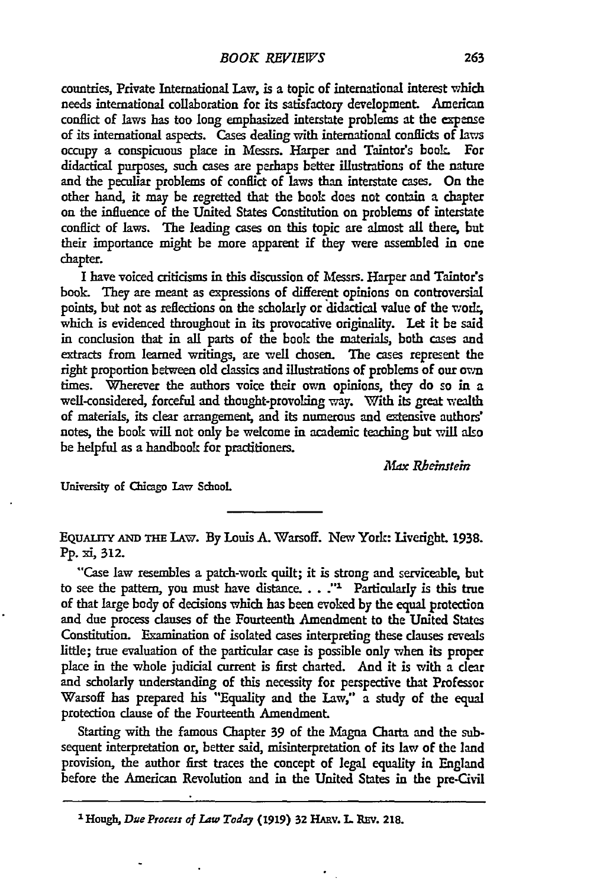countries, Private International Law, is a topic of international interest which needs international collaboration for its satisfactory development. American conflict of laws has too long emphasized interstate problems at the expense of its international aspects. Cases dealing with international conflicts of laws occupy a conspicuous place in Messrs. Harper and Taintor's book. For didactical purposes, such cases are perhaps better illustrations of the nature and the peculiar problems of conflict of laws than interstate cases. On the other hand, it may be regretted that the book does not contain a chapter on the influence of the United States Constitution on problems of interstate conflict of laws. The leading cases on this topic are almost all there, but their importance might be more apparent if they were assembled in one chapter.

I have voiced criticisms in this discussion of Messrs. Harper and Taintor's book. They are meant as expressions of different opinions on controversial points, but not as reflections on the scholarly or didactical value of the work, which is evidenced throughout in its provocative originality. Let it be said in conclusion that in all parts of the book the materials, both cases and extracts from learned writings, are well chosen. The cases represent the right proportion between old classics and illustrations of problems of our own times. Wherever the authors voice their own opinions, they do so in a well-considered, forceful and thought-provoking way. With its great wealth of materials, its clear arrangement, and its numerous and extensive authors' notes, the book will not only be welcome in academic teaching but will also be helpful as a handbook for practitioners.

*Max Rheinstein*

University of Chicago Law School.

---

EQUALITY AND THE LAW. By Louis A. Warsoff. New York: Liveright. 1938. Pp. xi, 312.

"Case law resembles a patch-work quilt; it is strong and serviceable, but to see the pattern, you must have distance. . . ."[1] Particularly is this true of that large body of decisions which has been evoked by the equal protection and due process clauses of the Fourteenth Amendment to the United States Constitution. Examination of isolated cases interpreting these clauses reveals little; true evaluation of the particular case is possible only when its proper place in the whole judicial current is first charted. And it is with a clear and scholarly understanding of this necessity for perspective that Professor Warsoff has prepared his "Equality and the Law," a study of the equal protection clause of the Fourteenth Amendment.

Starting with the famous Chapter 39 of the Magna Charta and the subsequent interpretation or, better said, misinterpretation of its law of the land provision, the author first traces the concept of legal equality in England before the American Revolution and in the United States in the pre-Civil

---

[1] Hough, *Due Process of Law Today* (1919) 32 HARV. L. REV. 218.